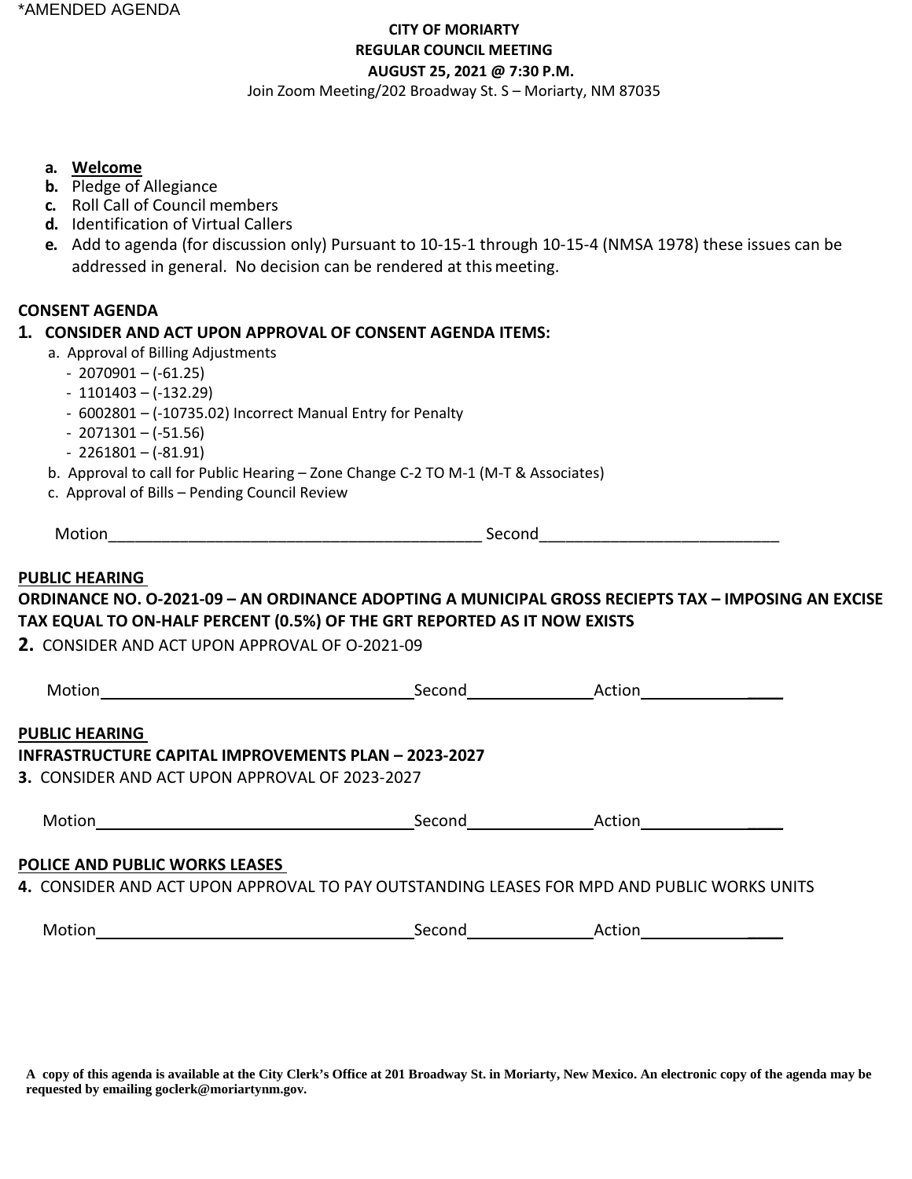*AMENDED AGENDA

**CITY OF MORIARTY**
**REGULAR COUNCIL MEETING**
**AUGUST 25, 2021 @ 7:30 P.M.**
Join Zoom Meeting/202 Broadway St. S – Moriarty, NM 87035

- **a.** **Welcome**
- **b.** Pledge of Allegiance
- **c.** Roll Call of Council members
- **d.** Identification of Virtual Callers
- **e.** Add to agenda (for discussion only) Pursuant to 10-15-1 through 10-15-4 (NMSA 1978) these issues can be addressed in general. No decision can be rendered at this meeting.

**CONSENT AGENDA**

**1. CONSIDER AND ACT UPON APPROVAL OF CONSENT AGENDA ITEMS:**

a. Approval of Billing Adjustments
- 2070901 – (-61.25)
- 1101403 – (-132.29)
- 6002801 – (-10735.02) Incorrect Manual Entry for Penalty
- 2071301 – (-51.56)
- 2261801 – (-81.91)

b. Approval to call for Public Hearing – Zone Change C-2 TO M-1 (M-T & Associates)

c. Approval of Bills – Pending Council Review

Motion___________________________________________ Second___________________________

**PUBLIC HEARING**

**ORDINANCE NO. O-2021-09 – AN ORDINANCE ADOPTING A MUNICIPAL GROSS RECIEPTS TAX – IMPOSING AN EXCISE TAX EQUAL TO ON-HALF PERCENT (0.5%) OF THE GRT REPORTED AS IT NOW EXISTS**

**2.** CONSIDER AND ACT UPON APPROVAL OF O-2021-09

Motion_________________________ Second_____________ Action_____________

**PUBLIC HEARING**

**INFRASTRUCTURE CAPITAL IMPROVEMENTS PLAN – 2023-2027**

**3.** CONSIDER AND ACT UPON APPROVAL OF 2023-2027

Motion_________________________ Second_____________ Action_____________

**POLICE AND PUBLIC WORKS LEASES**

**4.** CONSIDER AND ACT UPON APPROVAL TO PAY OUTSTANDING LEASES FOR MPD AND PUBLIC WORKS UNITS

Motion_________________________ Second_____________ Action_____________

**A copy of this agenda is available at the City Clerk's Office at 201 Broadway St. in Moriarty, New Mexico. An electronic copy of the agenda may be requested by emailing goclerk@moriartynm.gov.**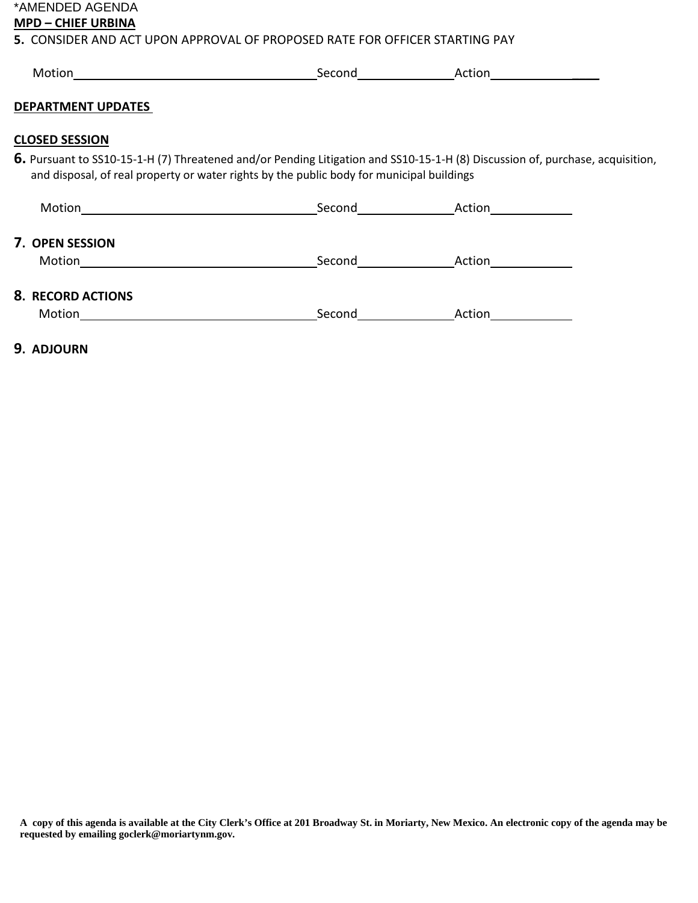*AMENDED AGENDA

**MPD – CHIEF URBINA**

**5.** CONSIDER AND ACT UPON APPROVAL OF PROPOSED RATE FOR OFFICER STARTING PAY

Motion\_\_\_\_\_\_\_\_\_\_\_\_\_\_\_\_\_\_\_\_ Second\_\_\_\_\_\_\_\_\_\_ Action\_\_\_\_\_\_\_\_\_\_

**DEPARTMENT UPDATES**

**CLOSED SESSION**

**6.** Pursuant to SS10-15-1-H (7) Threatened and/or Pending Litigation and SS10-15-1-H (8) Discussion of, purchase, acquisition, and disposal, of real property or water rights by the public body for municipal buildings

Motion\_\_\_\_\_\_\_\_\_\_\_\_\_\_\_\_\_\_\_\_ Second\_\_\_\_\_\_\_\_\_\_ Action\_\_\_\_\_\_\_\_\_\_

**7. OPEN SESSION**

Motion\_\_\_\_\_\_\_\_\_\_\_\_\_\_\_\_\_\_\_\_ Second\_\_\_\_\_\_\_\_\_\_ Action\_\_\_\_\_\_\_\_\_\_

**8. RECORD ACTIONS**

Motion\_\_\_\_\_\_\_\_\_\_\_\_\_\_\_\_\_\_\_\_ Second\_\_\_\_\_\_\_\_\_\_ Action\_\_\_\_\_\_\_\_\_\_

**9. ADJOURN**

**A copy of this agenda is available at the City Clerk's Office at 201 Broadway St. in Moriarty, New Mexico. An electronic copy of the agenda may be requested by emailing goclerk@moriartynm.gov.**